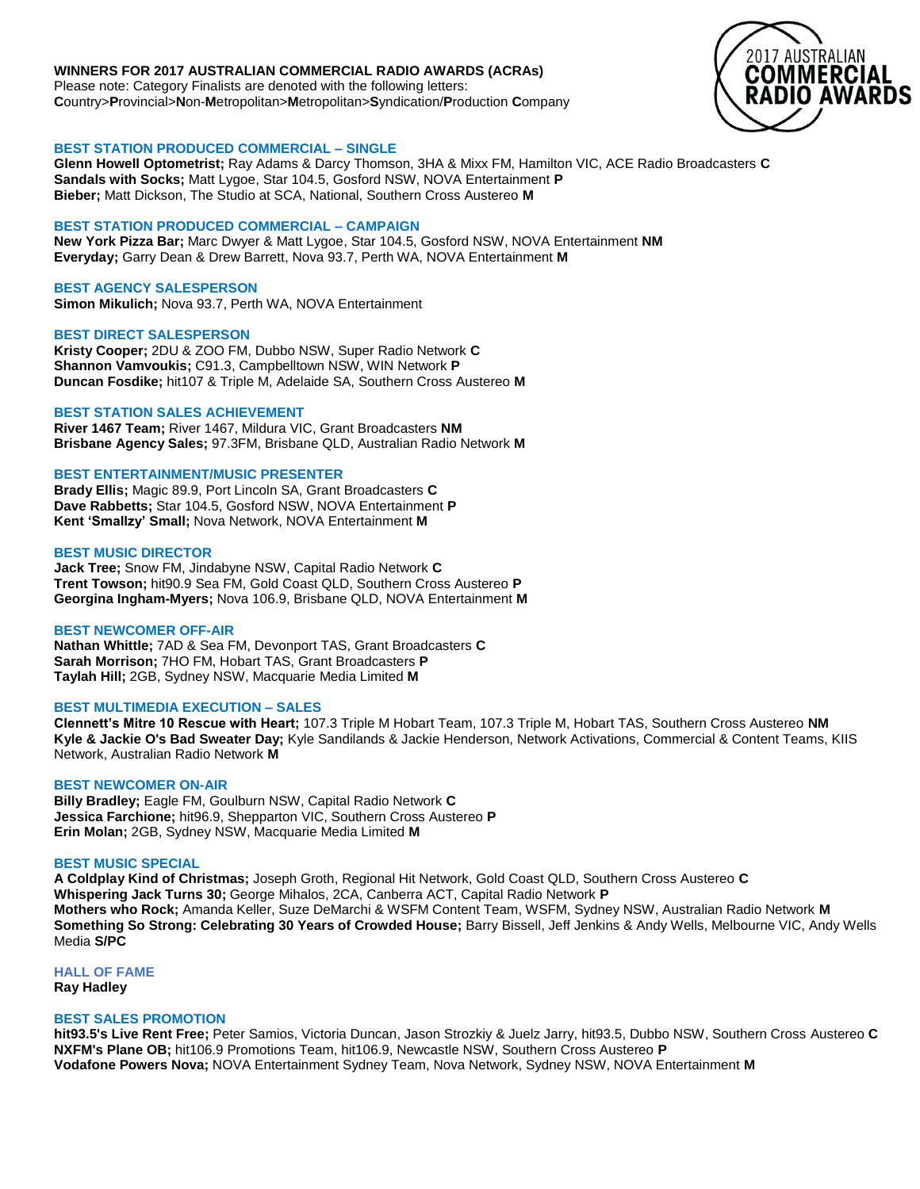**WINNERS FOR 2017 AUSTRALIAN COMMERCIAL RADIO AWARDS (ACRAs)**
Please note: Category Finalists are denoted with the following letters:
**C**ountry>**P**rovincial>**N**on-**M**etropolitan>**M**etropolitan>**S**yndication/**P**roduction **C**ompany

### BEST STATION PRODUCED COMMERCIAL – SINGLE
**Glenn Howell Optometrist;** Ray Adams & Darcy Thomson, 3HA & Mixx FM, Hamilton VIC, ACE Radio Broadcasters **C**
**Sandals with Socks;** Matt Lygoe, Star 104.5, Gosford NSW, NOVA Entertainment **P**
**Bieber;** Matt Dickson, The Studio at SCA, National, Southern Cross Austereo **M**

### BEST STATION PRODUCED COMMERCIAL – CAMPAIGN
**New York Pizza Bar;** Marc Dwyer & Matt Lygoe, Star 104.5, Gosford NSW, NOVA Entertainment **NM**
**Everyday;** Garry Dean & Drew Barrett, Nova 93.7, Perth WA, NOVA Entertainment **M**

### BEST AGENCY SALESPERSON
**Simon Mikulich;** Nova 93.7, Perth WA, NOVA Entertainment

### BEST DIRECT SALESPERSON
**Kristy Cooper;** 2DU & ZOO FM, Dubbo NSW, Super Radio Network **C**
**Shannon Vamvoukis;** C91.3, Campbelltown NSW, WIN Network **P**
**Duncan Fosdike;** hit107 & Triple M, Adelaide SA, Southern Cross Austereo **M**

### BEST STATION SALES ACHIEVEMENT
**River 1467 Team;** River 1467, Mildura VIC, Grant Broadcasters **NM**
**Brisbane Agency Sales;** 97.3FM, Brisbane QLD, Australian Radio Network **M**

### BEST ENTERTAINMENT/MUSIC PRESENTER
**Brady Ellis;** Magic 89.9, Port Lincoln SA, Grant Broadcasters **C**
**Dave Rabbetts;** Star 104.5, Gosford NSW, NOVA Entertainment **P**
**Kent 'Smallzy' Small;** Nova Network, NOVA Entertainment **M**

### BEST MUSIC DIRECTOR
**Jack Tree;** Snow FM, Jindabyne NSW, Capital Radio Network **C**
**Trent Towson;** hit90.9 Sea FM, Gold Coast QLD, Southern Cross Austereo **P**
**Georgina Ingham-Myers;** Nova 106.9, Brisbane QLD, NOVA Entertainment **M**

### BEST NEWCOMER OFF-AIR
**Nathan Whittle;** 7AD & Sea FM, Devonport TAS, Grant Broadcasters **C**
**Sarah Morrison;** 7HO FM, Hobart TAS, Grant Broadcasters **P**
**Taylah Hill;** 2GB, Sydney NSW, Macquarie Media Limited **M**

### BEST MULTIMEDIA EXECUTION – SALES
**Clennett's Mitre 10 Rescue with Heart;** 107.3 Triple M Hobart Team, 107.3 Triple M, Hobart TAS, Southern Cross Austereo **NM**
**Kyle & Jackie O's Bad Sweater Day;** Kyle Sandilands & Jackie Henderson, Network Activations, Commercial & Content Teams, KIIS Network, Australian Radio Network **M**

### BEST NEWCOMER ON-AIR
**Billy Bradley;** Eagle FM, Goulburn NSW, Capital Radio Network **C**
**Jessica Farchione;** hit96.9, Shepparton VIC, Southern Cross Austereo **P**
**Erin Molan;** 2GB, Sydney NSW, Macquarie Media Limited **M**

### BEST MUSIC SPECIAL
**A Coldplay Kind of Christmas;** Joseph Groth, Regional Hit Network, Gold Coast QLD, Southern Cross Austereo **C**
**Whispering Jack Turns 30;** George Mihalos, 2CA, Canberra ACT, Capital Radio Network **P**
**Mothers who Rock;** Amanda Keller, Suze DeMarchi & WSFM Content Team, WSFM, Sydney NSW, Australian Radio Network **M**
**Something So Strong: Celebrating 30 Years of Crowded House;** Barry Bissell, Jeff Jenkins & Andy Wells, Melbourne VIC, Andy Wells Media **S/PC**

### HALL OF FAME
**Ray Hadley**

### BEST SALES PROMOTION
**hit93.5's Live Rent Free;** Peter Samios, Victoria Duncan, Jason Strozkiy & Juelz Jarry, hit93.5, Dubbo NSW, Southern Cross Austereo **C**
**NXFM's Plane OB;** hit106.9 Promotions Team, hit106.9, Newcastle NSW, Southern Cross Austereo **P**
**Vodafone Powers Nova;** NOVA Entertainment Sydney Team, Nova Network, Sydney NSW, NOVA Entertainment **M**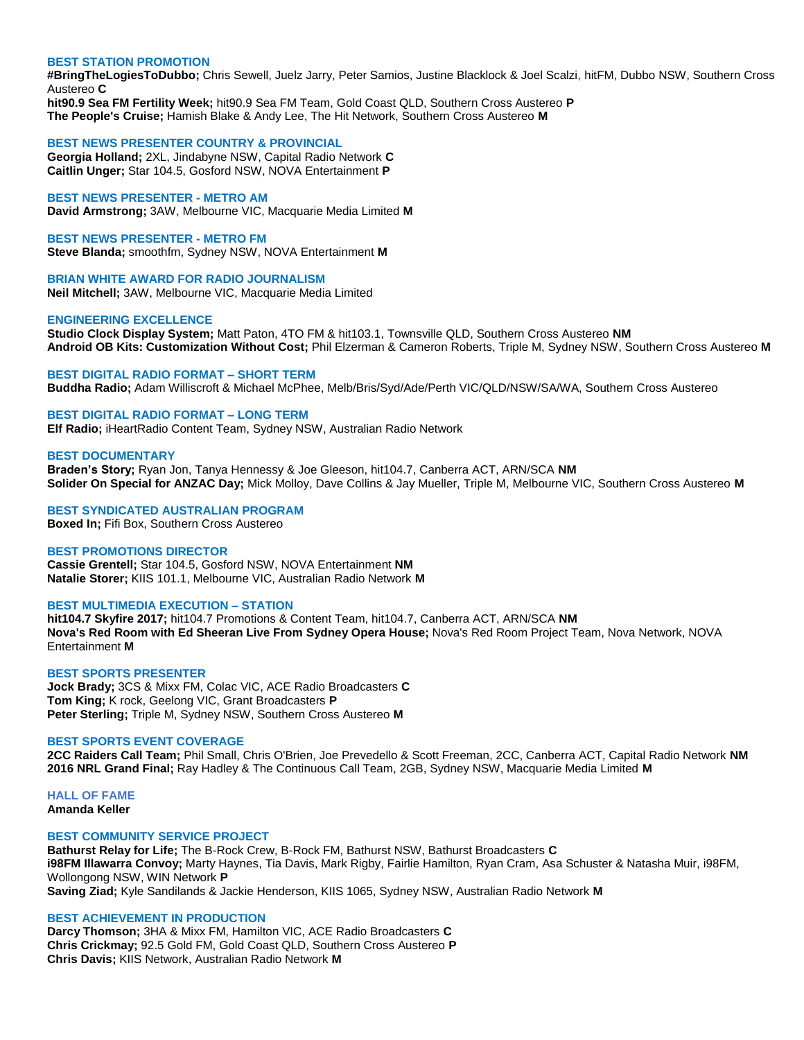## BEST STATION PROMOTION

**#BringTheLogiesToDubbo;** Chris Sewell, Juelz Jarry, Peter Samios, Justine Blacklock & Joel Scalzi, hitFM, Dubbo NSW, Southern Cross Austereo **C**
**hit90.9 Sea FM Fertility Week;** hit90.9 Sea FM Team, Gold Coast QLD, Southern Cross Austereo **P**
**The People's Cruise;** Hamish Blake & Andy Lee, The Hit Network, Southern Cross Austereo **M**

## BEST NEWS PRESENTER COUNTRY & PROVINCIAL

**Georgia Holland;** 2XL, Jindabyne NSW, Capital Radio Network **C**
**Caitlin Unger;** Star 104.5, Gosford NSW, NOVA Entertainment **P**

## BEST NEWS PRESENTER - METRO AM

**David Armstrong;** 3AW, Melbourne VIC, Macquarie Media Limited **M**

## BEST NEWS PRESENTER - METRO FM

**Steve Blanda;** smoothfm, Sydney NSW, NOVA Entertainment **M**

## BRIAN WHITE AWARD FOR RADIO JOURNALISM

**Neil Mitchell;** 3AW, Melbourne VIC, Macquarie Media Limited

## ENGINEERING EXCELLENCE

**Studio Clock Display System;** Matt Paton, 4TO FM & hit103.1, Townsville QLD, Southern Cross Austereo **NM**
**Android OB Kits: Customization Without Cost;** Phil Elzerman & Cameron Roberts, Triple M, Sydney NSW, Southern Cross Austereo **M**

## BEST DIGITAL RADIO FORMAT – SHORT TERM

**Buddha Radio;** Adam Williscroft & Michael McPhee, Melb/Bris/Syd/Ade/Perth VIC/QLD/NSW/SA/WA, Southern Cross Austereo

## BEST DIGITAL RADIO FORMAT – LONG TERM

**Elf Radio;** iHeartRadio Content Team, Sydney NSW, Australian Radio Network

## BEST DOCUMENTARY

**Braden's Story;** Ryan Jon, Tanya Hennessy & Joe Gleeson, hit104.7, Canberra ACT, ARN/SCA **NM**
**Solider On Special for ANZAC Day;** Mick Molloy, Dave Collins & Jay Mueller, Triple M, Melbourne VIC, Southern Cross Austereo **M**

## BEST SYNDICATED AUSTRALIAN PROGRAM

**Boxed In;** Fifi Box, Southern Cross Austereo

## BEST PROMOTIONS DIRECTOR

**Cassie Grentell;** Star 104.5, Gosford NSW, NOVA Entertainment **NM**
**Natalie Storer;** KIIS 101.1, Melbourne VIC, Australian Radio Network **M**

## BEST MULTIMEDIA EXECUTION – STATION

**hit104.7 Skyfire 2017;** hit104.7 Promotions & Content Team, hit104.7, Canberra ACT, ARN/SCA **NM**
**Nova's Red Room with Ed Sheeran Live From Sydney Opera House;** Nova's Red Room Project Team, Nova Network, NOVA Entertainment **M**

## BEST SPORTS PRESENTER

**Jock Brady;** 3CS & Mixx FM, Colac VIC, ACE Radio Broadcasters **C**
**Tom King;** K rock, Geelong VIC, Grant Broadcasters **P**
**Peter Sterling;** Triple M, Sydney NSW, Southern Cross Austereo **M**

## BEST SPORTS EVENT COVERAGE

**2CC Raiders Call Team;** Phil Small, Chris O'Brien, Joe Prevedello & Scott Freeman, 2CC, Canberra ACT, Capital Radio Network **NM**
**2016 NRL Grand Final;** Ray Hadley & The Continuous Call Team, 2GB, Sydney NSW, Macquarie Media Limited **M**

## HALL OF FAME

**Amanda Keller**

## BEST COMMUNITY SERVICE PROJECT

**Bathurst Relay for Life;** The B-Rock Crew, B-Rock FM, Bathurst NSW, Bathurst Broadcasters **C**
**i98FM Illawarra Convoy;** Marty Haynes, Tia Davis, Mark Rigby, Fairlie Hamilton, Ryan Cram, Asa Schuster & Natasha Muir, i98FM, Wollongong NSW, WIN Network **P**
**Saving Ziad;** Kyle Sandilands & Jackie Henderson, KIIS 1065, Sydney NSW, Australian Radio Network **M**

## BEST ACHIEVEMENT IN PRODUCTION

**Darcy Thomson;** 3HA & Mixx FM, Hamilton VIC, ACE Radio Broadcasters **C**
**Chris Crickmay;** 92.5 Gold FM, Gold Coast QLD, Southern Cross Austereo **P**
**Chris Davis;** KIIS Network, Australian Radio Network **M**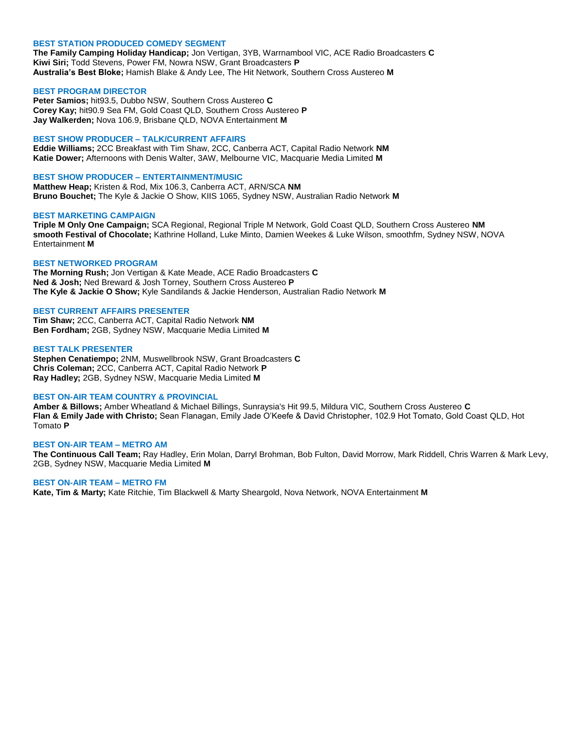### BEST STATION PRODUCED COMEDY SEGMENT

**The Family Camping Holiday Handicap;** Jon Vertigan, 3YB, Warrnambool VIC, ACE Radio Broadcasters **C**
**Kiwi Siri;** Todd Stevens, Power FM, Nowra NSW, Grant Broadcasters **P**
**Australia's Best Bloke;** Hamish Blake & Andy Lee, The Hit Network, Southern Cross Austereo **M**

### BEST PROGRAM DIRECTOR

**Peter Samios;** hit93.5, Dubbo NSW, Southern Cross Austereo **C**
**Corey Kay;** hit90.9 Sea FM, Gold Coast QLD, Southern Cross Austereo **P**
**Jay Walkerden;** Nova 106.9, Brisbane QLD, NOVA Entertainment **M**

### BEST SHOW PRODUCER – TALK/CURRENT AFFAIRS

**Eddie Williams;** 2CC Breakfast with Tim Shaw, 2CC, Canberra ACT, Capital Radio Network **NM**
**Katie Dower;** Afternoons with Denis Walter, 3AW, Melbourne VIC, Macquarie Media Limited **M**

### BEST SHOW PRODUCER – ENTERTAINMENT/MUSIC

**Matthew Heap;** Kristen & Rod, Mix 106.3, Canberra ACT, ARN/SCA **NM**
**Bruno Bouchet;** The Kyle & Jackie O Show, KIIS 1065, Sydney NSW, Australian Radio Network **M**

### BEST MARKETING CAMPAIGN

**Triple M Only One Campaign;** SCA Regional, Regional Triple M Network, Gold Coast QLD, Southern Cross Austereo **NM**
**smooth Festival of Chocolate;** Kathrine Holland, Luke Minto, Damien Weekes & Luke Wilson, smoothfm, Sydney NSW, NOVA Entertainment **M**

### BEST NETWORKED PROGRAM

**The Morning Rush;** Jon Vertigan & Kate Meade, ACE Radio Broadcasters **C**
**Ned & Josh;** Ned Breward & Josh Torney, Southern Cross Austereo **P**
**The Kyle & Jackie O Show;** Kyle Sandilands & Jackie Henderson, Australian Radio Network **M**

### BEST CURRENT AFFAIRS PRESENTER

**Tim Shaw;** 2CC, Canberra ACT, Capital Radio Network **NM**
**Ben Fordham;** 2GB, Sydney NSW, Macquarie Media Limited **M**

### BEST TALK PRESENTER

**Stephen Cenatiempo;** 2NM, Muswellbrook NSW, Grant Broadcasters **C**
**Chris Coleman;** 2CC, Canberra ACT, Capital Radio Network **P**
**Ray Hadley;** 2GB, Sydney NSW, Macquarie Media Limited **M**

### BEST ON-AIR TEAM COUNTRY & PROVINCIAL

**Amber & Billows;** Amber Wheatland & Michael Billings, Sunraysia's Hit 99.5, Mildura VIC, Southern Cross Austereo **C**
**Flan & Emily Jade with Christo;** Sean Flanagan, Emily Jade O'Keefe & David Christopher, 102.9 Hot Tomato, Gold Coast QLD, Hot Tomato **P**

### BEST ON-AIR TEAM – METRO AM

**The Continuous Call Team;** Ray Hadley, Erin Molan, Darryl Brohman, Bob Fulton, David Morrow, Mark Riddell, Chris Warren & Mark Levy, 2GB, Sydney NSW, Macquarie Media Limited **M**

### BEST ON-AIR TEAM – METRO FM

**Kate, Tim & Marty;** Kate Ritchie, Tim Blackwell & Marty Sheargold, Nova Network, NOVA Entertainment **M**